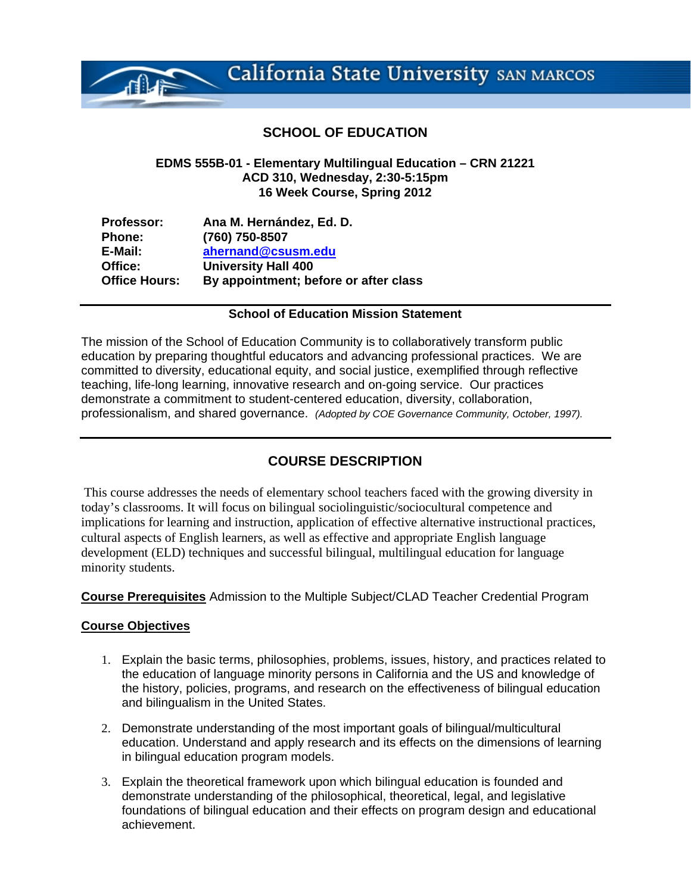California State University SAN MARCOS

## SCHOOL OF EDUCATION

**EDMS 555B-01 - Elementary Multilingual Education – CRN 21221**
**ACD 310, Wednesday, 2:30-5:15pm**
**16 Week Course, Spring 2012**

| | |
|---|---|
| **Professor:** | **Ana M. Hernández, Ed. D.** |
| **Phone:** | **(760) 750-8507** |
| **E-Mail:** | **ahernand@csusm.edu** |
| **Office:** | **University Hall 400** |
| **Office Hours:** | **By appointment; before or after class** |

---

**School of Education Mission Statement**

The mission of the School of Education Community is to collaboratively transform public education by preparing thoughtful educators and advancing professional practices. We are committed to diversity, educational equity, and social justice, exemplified through reflective teaching, life-long learning, innovative research and on-going service. Our practices demonstrate a commitment to student-centered education, diversity, collaboration, professionalism, and shared governance. *(Adopted by COE Governance Community, October, 1997).*

---

## COURSE DESCRIPTION

This course addresses the needs of elementary school teachers faced with the growing diversity in today's classrooms. It will focus on bilingual sociolinguistic/sociocultural competence and implications for learning and instruction, application of effective alternative instructional practices, cultural aspects of English learners, as well as effective and appropriate English language development (ELD) techniques and successful bilingual, multilingual education for language minority students.

**Course Prerequisites** Admission to the Multiple Subject/CLAD Teacher Credential Program

**Course Objectives**

1. Explain the basic terms, philosophies, problems, issues, history, and practices related to the education of language minority persons in California and the US and knowledge of the history, policies, programs, and research on the effectiveness of bilingual education and bilingualism in the United States.

2. Demonstrate understanding of the most important goals of bilingual/multicultural education. Understand and apply research and its effects on the dimensions of learning in bilingual education program models.

3. Explain the theoretical framework upon which bilingual education is founded and demonstrate understanding of the philosophical, theoretical, legal, and legislative foundations of bilingual education and their effects on program design and educational achievement.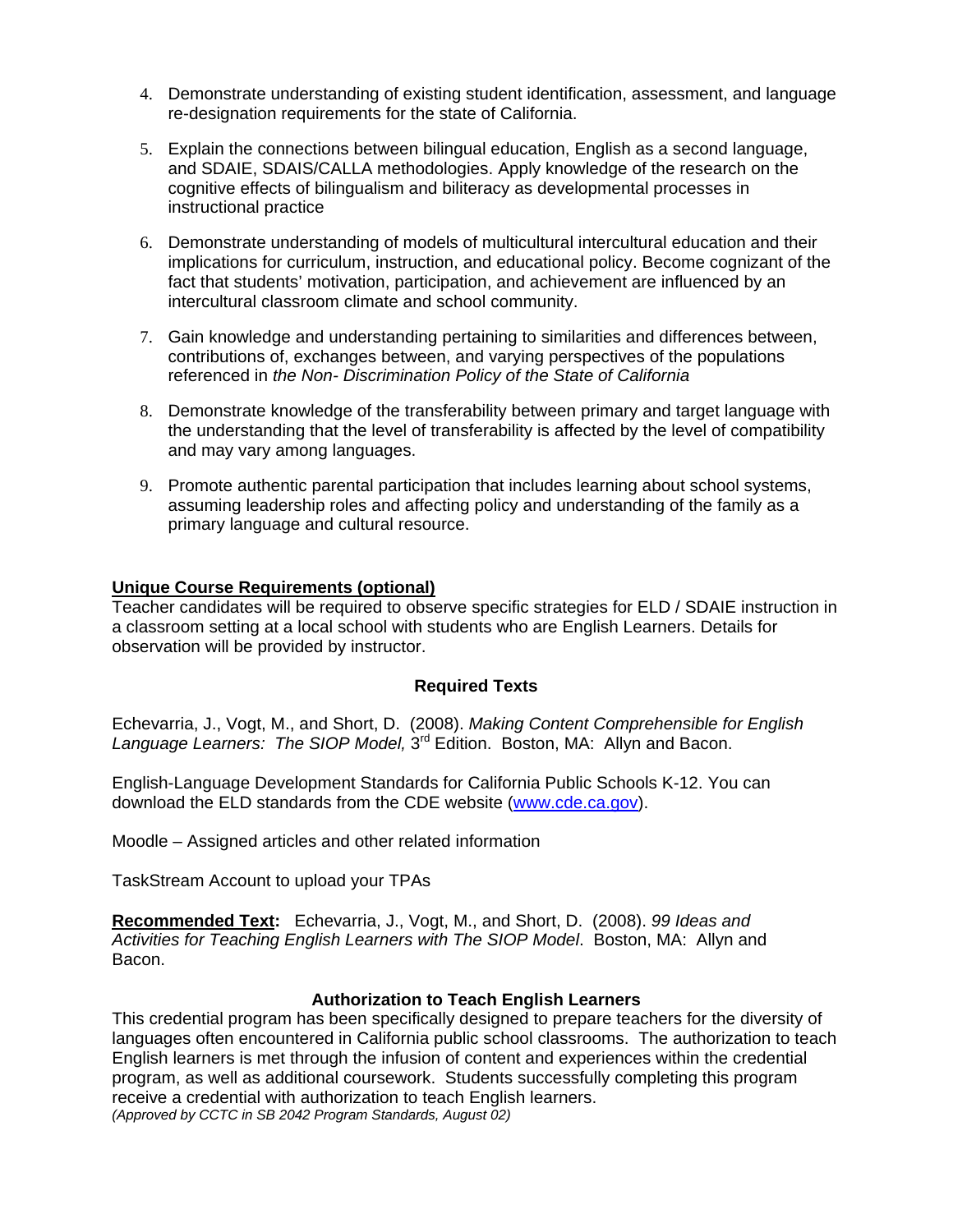4. Demonstrate understanding of existing student identification, assessment, and language re-designation requirements for the state of California.

5. Explain the connections between bilingual education, English as a second language, and SDAIE, SDAIS/CALLA methodologies. Apply knowledge of the research on the cognitive effects of bilingualism and biliteracy as developmental processes in instructional practice

6. Demonstrate understanding of models of multicultural intercultural education and their implications for curriculum, instruction, and educational policy. Become cognizant of the fact that students' motivation, participation, and achievement are influenced by an intercultural classroom climate and school community.

7. Gain knowledge and understanding pertaining to similarities and differences between, contributions of, exchanges between, and varying perspectives of the populations referenced in *the Non- Discrimination Policy of the State of California*

8. Demonstrate knowledge of the transferability between primary and target language with the understanding that the level of transferability is affected by the level of compatibility and may vary among languages.

9. Promote authentic parental participation that includes learning about school systems, assuming leadership roles and affecting policy and understanding of the family as a primary language and cultural resource.

**Unique Course Requirements (optional)**

Teacher candidates will be required to observe specific strategies for ELD / SDAIE instruction in a classroom setting at a local school with students who are English Learners. Details for observation will be provided by instructor.

### Required Texts

Echevarria, J., Vogt, M., and Short, D. (2008). *Making Content Comprehensible for English Language Learners: The SIOP Model,* 3rd Edition. Boston, MA: Allyn and Bacon.

English-Language Development Standards for California Public Schools K-12. You can download the ELD standards from the CDE website (www.cde.ca.gov).

Moodle – Assigned articles and other related information

TaskStream Account to upload your TPAs

**Recommended Text:** Echevarria, J., Vogt, M., and Short, D. (2008). *99 Ideas and Activities for Teaching English Learners with The SIOP Model*. Boston, MA: Allyn and Bacon.

### Authorization to Teach English Learners

This credential program has been specifically designed to prepare teachers for the diversity of languages often encountered in California public school classrooms. The authorization to teach English learners is met through the infusion of content and experiences within the credential program, as well as additional coursework. Students successfully completing this program receive a credential with authorization to teach English learners.

*(Approved by CCTC in SB 2042 Program Standards, August 02)*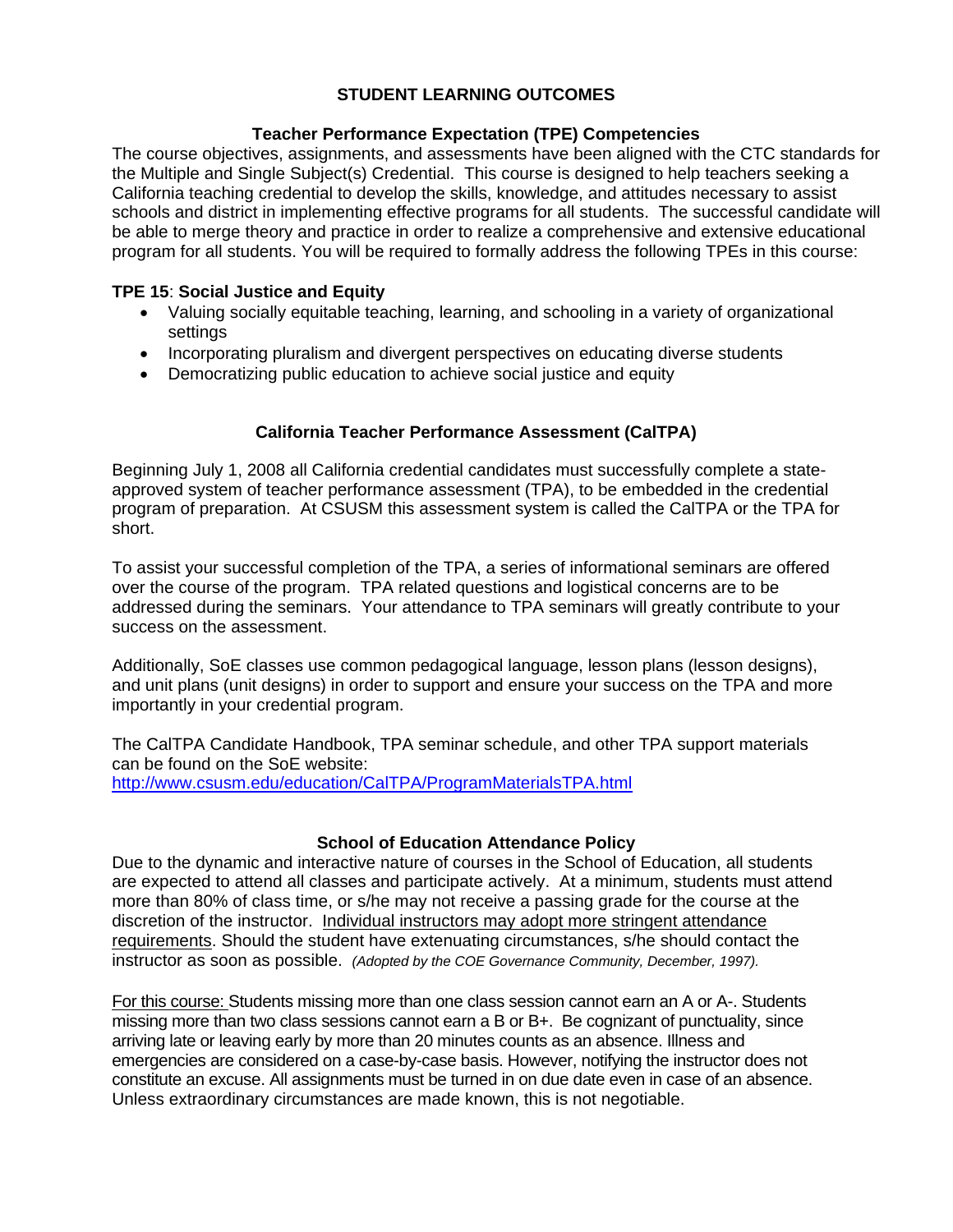## STUDENT LEARNING OUTCOMES

### Teacher Performance Expectation (TPE) Competencies

The course objectives, assignments, and assessments have been aligned with the CTC standards for the Multiple and Single Subject(s) Credential. This course is designed to help teachers seeking a California teaching credential to develop the skills, knowledge, and attitudes necessary to assist schools and district in implementing effective programs for all students. The successful candidate will be able to merge theory and practice in order to realize a comprehensive and extensive educational program for all students. You will be required to formally address the following TPEs in this course:

**TPE 15**: **Social Justice and Equity**

- Valuing socially equitable teaching, learning, and schooling in a variety of organizational settings
- Incorporating pluralism and divergent perspectives on educating diverse students
- Democratizing public education to achieve social justice and equity

### California Teacher Performance Assessment (CalTPA)

Beginning July 1, 2008 all California credential candidates must successfully complete a state-approved system of teacher performance assessment (TPA), to be embedded in the credential program of preparation. At CSUSM this assessment system is called the CalTPA or the TPA for short.

To assist your successful completion of the TPA, a series of informational seminars are offered over the course of the program. TPA related questions and logistical concerns are to be addressed during the seminars. Your attendance to TPA seminars will greatly contribute to your success on the assessment.

Additionally, SoE classes use common pedagogical language, lesson plans (lesson designs), and unit plans (unit designs) in order to support and ensure your success on the TPA and more importantly in your credential program.

The CalTPA Candidate Handbook, TPA seminar schedule, and other TPA support materials can be found on the SoE website:
http://www.csusm.edu/education/CalTPA/ProgramMaterialsTPA.html

### School of Education Attendance Policy

Due to the dynamic and interactive nature of courses in the School of Education, all students are expected to attend all classes and participate actively. At a minimum, students must attend more than 80% of class time, or s/he may not receive a passing grade for the course at the discretion of the instructor. Individual instructors may adopt more stringent attendance requirements. Should the student have extenuating circumstances, s/he should contact the instructor as soon as possible. *(Adopted by the COE Governance Community, December, 1997).*

For this course: Students missing more than one class session cannot earn an A or A-. Students missing more than two class sessions cannot earn a B or B+. Be cognizant of punctuality, since arriving late or leaving early by more than 20 minutes counts as an absence. Illness and emergencies are considered on a case-by-case basis. However, notifying the instructor does not constitute an excuse. All assignments must be turned in on due date even in case of an absence. Unless extraordinary circumstances are made known, this is not negotiable.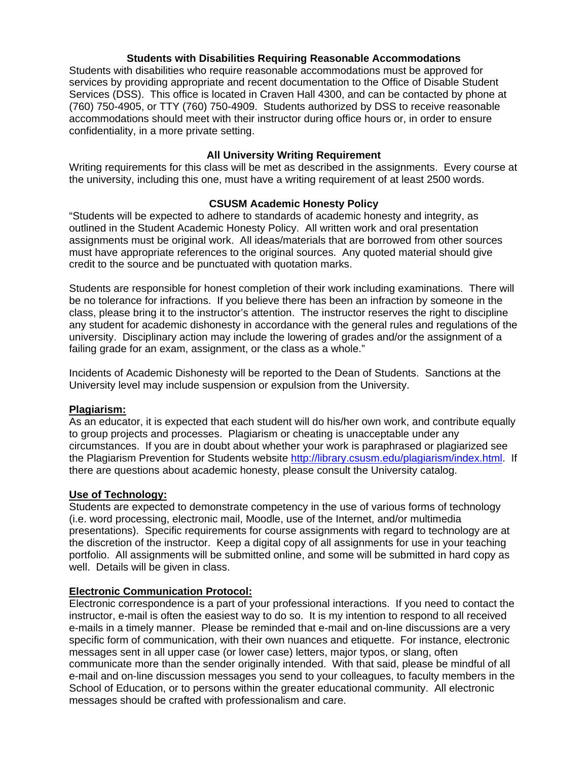**Students with Disabilities Requiring Reasonable Accommodations**

Students with disabilities who require reasonable accommodations must be approved for services by providing appropriate and recent documentation to the Office of Disable Student Services (DSS). This office is located in Craven Hall 4300, and can be contacted by phone at (760) 750-4905, or TTY (760) 750-4909. Students authorized by DSS to receive reasonable accommodations should meet with their instructor during office hours or, in order to ensure confidentiality, in a more private setting.

**All University Writing Requirement**

Writing requirements for this class will be met as described in the assignments. Every course at the university, including this one, must have a writing requirement of at least 2500 words.

**CSUSM Academic Honesty Policy**

"Students will be expected to adhere to standards of academic honesty and integrity, as outlined in the Student Academic Honesty Policy. All written work and oral presentation assignments must be original work. All ideas/materials that are borrowed from other sources must have appropriate references to the original sources. Any quoted material should give credit to the source and be punctuated with quotation marks.

Students are responsible for honest completion of their work including examinations. There will be no tolerance for infractions. If you believe there has been an infraction by someone in the class, please bring it to the instructor's attention. The instructor reserves the right to discipline any student for academic dishonesty in accordance with the general rules and regulations of the university. Disciplinary action may include the lowering of grades and/or the assignment of a failing grade for an exam, assignment, or the class as a whole."

Incidents of Academic Dishonesty will be reported to the Dean of Students. Sanctions at the University level may include suspension or expulsion from the University.

**Plagiarism:**

As an educator, it is expected that each student will do his/her own work, and contribute equally to group projects and processes. Plagiarism or cheating is unacceptable under any circumstances. If you are in doubt about whether your work is paraphrased or plagiarized see the Plagiarism Prevention for Students website http://library.csusm.edu/plagiarism/index.html. If there are questions about academic honesty, please consult the University catalog.

**Use of Technology:**

Students are expected to demonstrate competency in the use of various forms of technology (i.e. word processing, electronic mail, Moodle, use of the Internet, and/or multimedia presentations). Specific requirements for course assignments with regard to technology are at the discretion of the instructor. Keep a digital copy of all assignments for use in your teaching portfolio. All assignments will be submitted online, and some will be submitted in hard copy as well. Details will be given in class.

**Electronic Communication Protocol:**

Electronic correspondence is a part of your professional interactions. If you need to contact the instructor, e-mail is often the easiest way to do so. It is my intention to respond to all received e-mails in a timely manner. Please be reminded that e-mail and on-line discussions are a very specific form of communication, with their own nuances and etiquette. For instance, electronic messages sent in all upper case (or lower case) letters, major typos, or slang, often communicate more than the sender originally intended. With that said, please be mindful of all e-mail and on-line discussion messages you send to your colleagues, to faculty members in the School of Education, or to persons within the greater educational community. All electronic messages should be crafted with professionalism and care.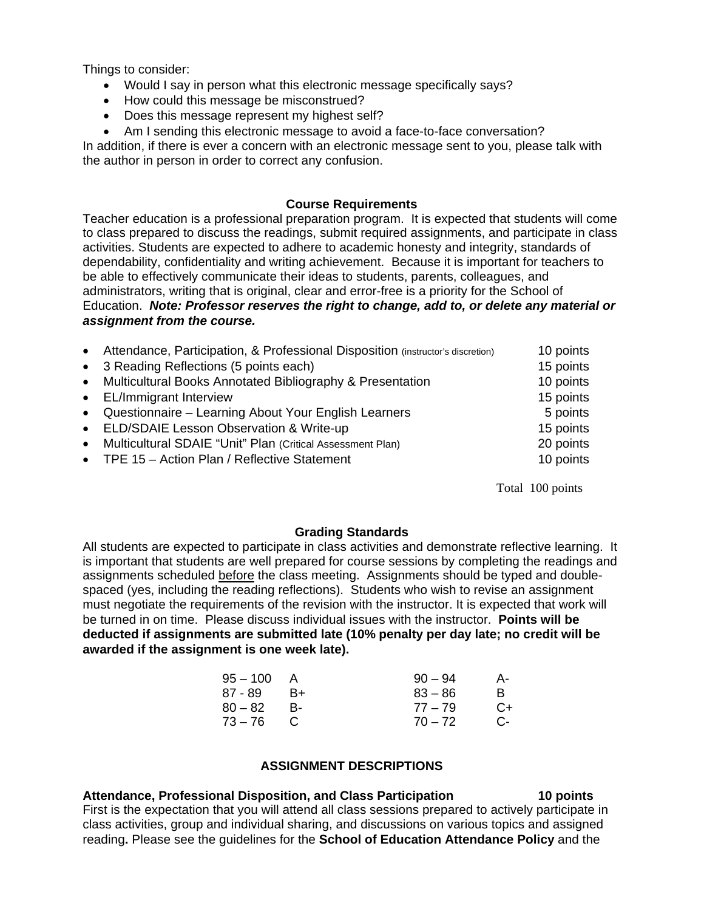Things to consider:

- Would I say in person what this electronic message specifically says?
- How could this message be misconstrued?
- Does this message represent my highest self?
- Am I sending this electronic message to avoid a face-to-face conversation?

In addition, if there is ever a concern with an electronic message sent to you, please talk with the author in person in order to correct any confusion.

## Course Requirements

Teacher education is a professional preparation program. It is expected that students will come to class prepared to discuss the readings, submit required assignments, and participate in class activities. Students are expected to adhere to academic honesty and integrity, standards of dependability, confidentiality and writing achievement. Because it is important for teachers to be able to effectively communicate their ideas to students, parents, colleagues, and administrators, writing that is original, clear and error-free is a priority for the School of Education. ***Note: Professor reserves the right to change, add to, or delete any material or assignment from the course.***

| Requirement | Points |
|---|---|
| • Attendance, Participation, & Professional Disposition (instructor's discretion) | 10 points |
| • 3 Reading Reflections (5 points each) | 15 points |
| • Multicultural Books Annotated Bibliography & Presentation | 10 points |
| • EL/Immigrant Interview | 15 points |
| • Questionnaire – Learning About Your English Learners | 5 points |
| • ELD/SDAIE Lesson Observation & Write-up | 15 points |
| • Multicultural SDAIE "Unit" Plan (Critical Assessment Plan) | 20 points |
| • TPE 15 – Action Plan / Reflective Statement | 10 points |
| Total | 100 points |

## Grading Standards

All students are expected to participate in class activities and demonstrate reflective learning. It is important that students are well prepared for course sessions by completing the readings and assignments scheduled before the class meeting. Assignments should be typed and double-spaced (yes, including the reading reflections). Students who wish to revise an assignment must negotiate the requirements of the revision with the instructor. It is expected that work will be turned in on time. Please discuss individual issues with the instructor. **Points will be deducted if assignments are submitted late (10% penalty per day late; no credit will be awarded if the assignment is one week late).**

| | | | |
|---|---|---|---|
| 95 – 100 | A | 90 – 94 | A- |
| 87 - 89 | B+ | 83 – 86 | B |
| 80 – 82 | B- | 77 – 79 | C+ |
| 73 – 76 | C | 70 – 72 | C- |

## ASSIGNMENT DESCRIPTIONS

### Attendance, Professional Disposition, and Class Participation — 10 points

First is the expectation that you will attend all class sessions prepared to actively participate in class activities, group and individual sharing, and discussions on various topics and assigned reading**.** Please see the guidelines for the **School of Education Attendance Policy** and the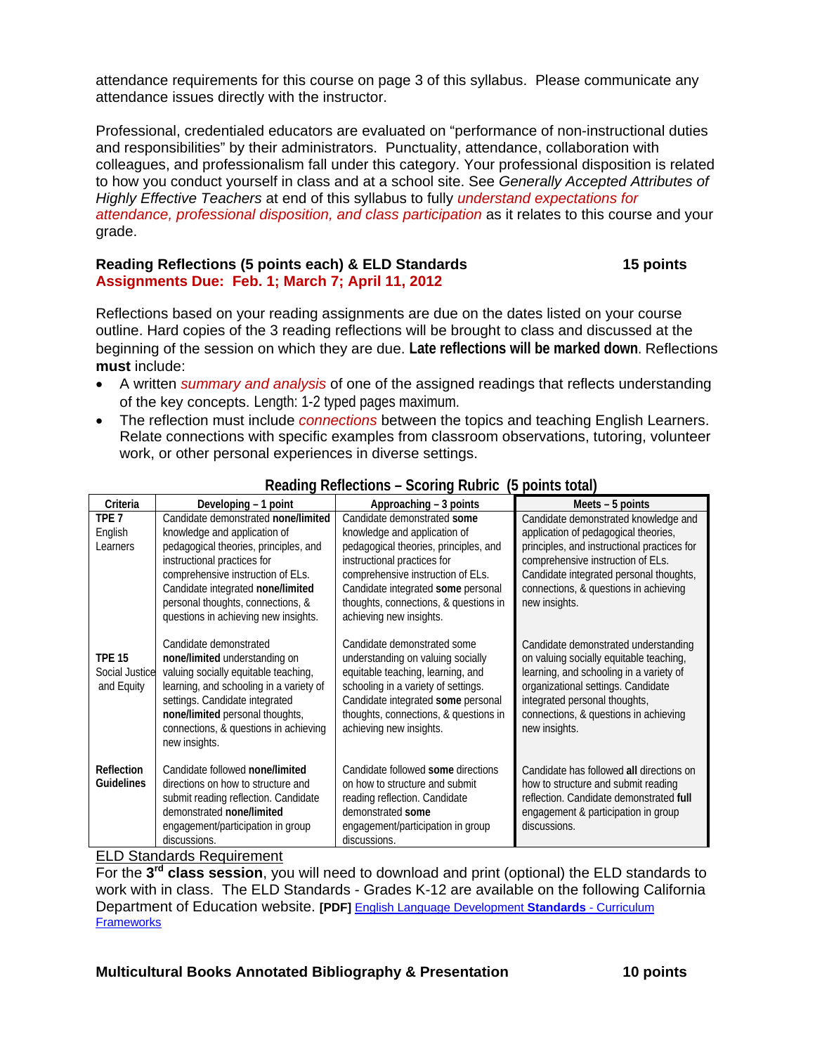attendance requirements for this course on page 3 of this syllabus. Please communicate any attendance issues directly with the instructor.

Professional, credentialed educators are evaluated on "performance of non-instructional duties and responsibilities" by their administrators. Punctuality, attendance, collaboration with colleagues, and professionalism fall under this category. Your professional disposition is related to how you conduct yourself in class and at a school site. See *Generally Accepted Attributes of Highly Effective Teachers* at end of this syllabus to fully *understand expectations for attendance, professional disposition, and class participation* as it relates to this course and your grade.

**Reading Reflections (5 points each) & ELD Standards 15 points**
**Assignments Due: Feb. 1; March 7; April 11, 2012**

Reflections based on your reading assignments are due on the dates listed on your course outline. Hard copies of the 3 reading reflections will be brought to class and discussed at the beginning of the session on which they are due. **Late reflections will be marked down**. Reflections **must** include:

- A written *summary and analysis* of one of the assigned readings that reflects understanding of the key concepts. Length: 1-2 typed pages maximum.
- The reflection must include *connections* between the topics and teaching English Learners. Relate connections with specific examples from classroom observations, tutoring, volunteer work, or other personal experiences in diverse settings.

**Reading Reflections – Scoring Rubric (5 points total)**

| Criteria | Developing – 1 point | Approaching – 3 points | Meets – 5 points |
|---|---|---|---|
| TPE 7 English Learners | Candidate demonstrated **none/limited** knowledge and application of pedagogical theories, principles, and instructional practices for comprehensive instruction of ELs. Candidate integrated **none/limited** personal thoughts, connections, & questions in achieving new insights. | Candidate demonstrated **some** knowledge and application of pedagogical theories, principles, and instructional practices for comprehensive instruction of ELs. Candidate integrated **some** personal thoughts, connections, & questions in achieving new insights. | Candidate demonstrated knowledge and application of pedagogical theories, principles, and instructional practices for comprehensive instruction of ELs. Candidate integrated personal thoughts, connections, & questions in achieving new insights. |
| TPE 15 Social Justice and Equity | Candidate demonstrated **none/limited** understanding on valuing socially equitable teaching, learning, and schooling in a variety of settings. Candidate integrated **none/limited** personal thoughts, connections, & questions in achieving new insights. | Candidate demonstrated some understanding on valuing socially equitable teaching, learning, and schooling in a variety of settings. Candidate integrated **some** personal thoughts, connections, & questions in achieving new insights. | Candidate demonstrated understanding on valuing socially equitable teaching, learning, and schooling in a variety of organizational settings. Candidate integrated personal thoughts, connections, & questions in achieving new insights. |
| **Reflection Guidelines** | Candidate followed **none/limited** directions on how to structure and submit reading reflection. Candidate demonstrated **none/limited** engagement/participation in group discussions. | Candidate followed **some** directions on how to structure and submit reading reflection. Candidate demonstrated **some** engagement/participation in group discussions. | Candidate has followed **all** directions on how to structure and submit reading reflection. Candidate demonstrated **full** engagement & participation in group discussions. |

ELD Standards Requirement

For the **3rd class session**, you will need to download and print (optional) the ELD standards to work with in class. The ELD Standards - Grades K-12 are available on the following California Department of Education website. **[PDF]** English Language Development **Standards** - Curriculum Frameworks

**Multicultural Books Annotated Bibliography & Presentation 10 points**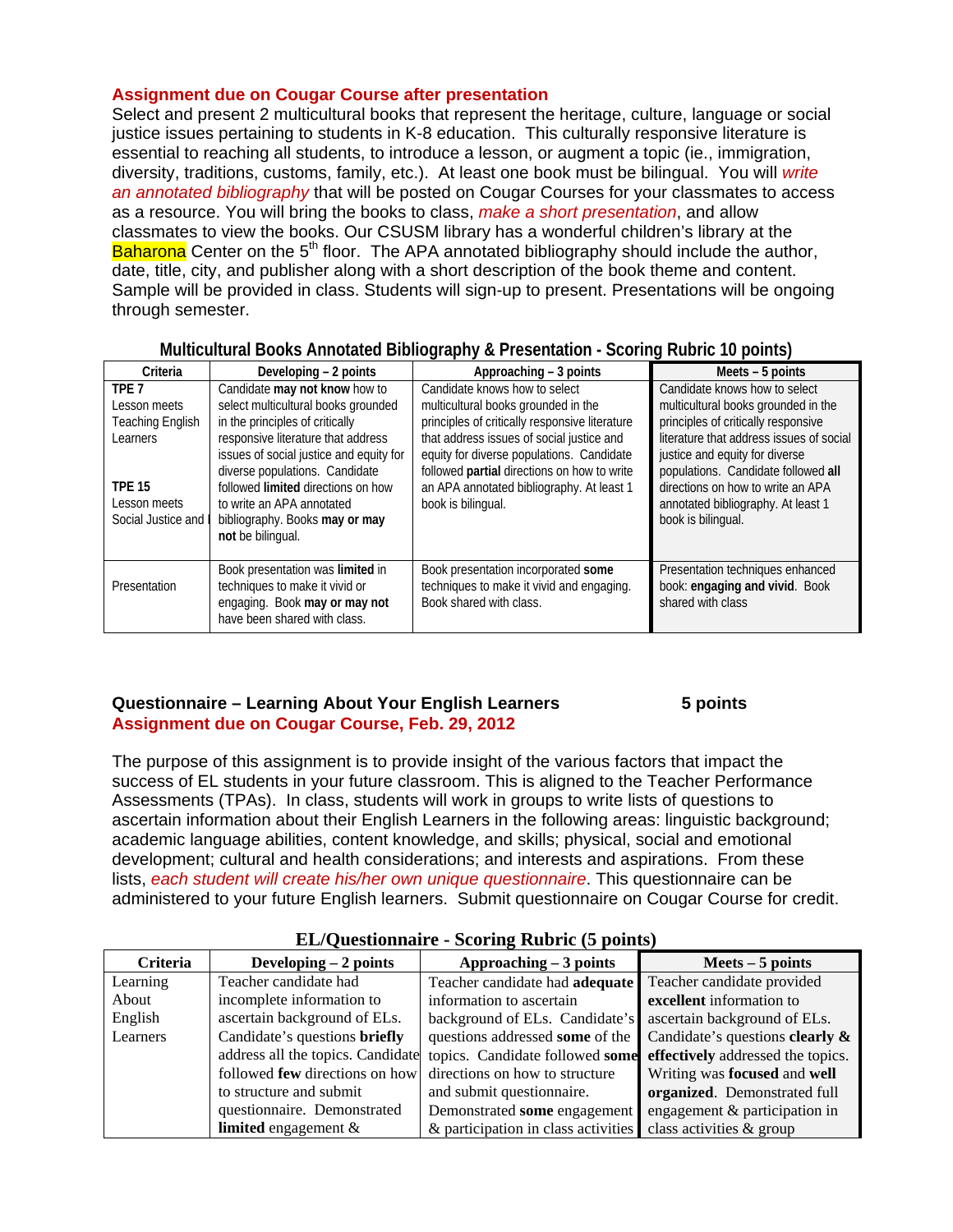**Assignment due on Cougar Course after presentation**

Select and present 2 multicultural books that represent the heritage, culture, language or social justice issues pertaining to students in K-8 education. This culturally responsive literature is essential to reaching all students, to introduce a lesson, or augment a topic (ie., immigration, diversity, traditions, customs, family, etc.). At least one book must be bilingual. You will *write an annotated bibliography* that will be posted on Cougar Courses for your classmates to access as a resource. You will bring the books to class, *make a short presentation*, and allow classmates to view the books. Our CSUSM library has a wonderful children's library at the Baharona Center on the 5th floor. The APA annotated bibliography should include the author, date, title, city, and publisher along with a short description of the book theme and content. Sample will be provided in class. Students will sign-up to present. Presentations will be ongoing through semester.

**Multicultural Books Annotated Bibliography & Presentation - Scoring Rubric 10 points)**

| Criteria | Developing – 2 points | Approaching – 3 points | Meets – 5 points |
|---|---|---|---|
| TPE 7<br>Lesson meets Teaching English Learners<br><br>TPE 15<br>Lesson meets Social Justice and I | Candidate **may not know** how to select multicultural books grounded in the principles of critically responsive literature that address issues of social justice and equity for diverse populations. Candidate followed **limited** directions on how to write an APA annotated bibliography. Books **may or may not** be bilingual. | Candidate knows how to select multicultural books grounded in the principles of critically responsive literature that address issues of social justice and equity for diverse populations. Candidate followed **partial** directions on how to write an APA annotated bibliography. At least 1 book is bilingual. | Candidate knows how to select multicultural books grounded in the principles of critically responsive literature that address issues of social justice and equity for diverse populations. Candidate followed **all** directions on how to write an APA annotated bibliography. At least 1 book is bilingual. |
| Presentation | Book presentation was **limited** in techniques to make it vivid or engaging. Book **may or may not** have been shared with class. | Book presentation incorporated **some** techniques to make it vivid and engaging. Book shared with class. | Presentation techniques enhanced book: **engaging and vivid**. Book shared with class |

**Questionnaire – Learning About Your English Learners** **5 points**
**Assignment due on Cougar Course, Feb. 29, 2012**

The purpose of this assignment is to provide insight of the various factors that impact the success of EL students in your future classroom. This is aligned to the Teacher Performance Assessments (TPAs). In class, students will work in groups to write lists of questions to ascertain information about their English Learners in the following areas: linguistic background; academic language abilities, content knowledge, and skills; physical, social and emotional development; cultural and health considerations; and interests and aspirations. From these lists, *each student will create his/her own unique questionnaire*. This questionnaire can be administered to your future English learners. Submit questionnaire on Cougar Course for credit.

**EL/Questionnaire - Scoring Rubric (5 points)**

| Criteria | Developing – 2 points | Approaching – 3 points | Meets – 5 points |
|---|---|---|---|
| Learning About English Learners | Teacher candidate had incomplete information to ascertain background of ELs. Candidate's questions **briefly** address all the topics. Candidate followed **few** directions on how to structure and submit questionnaire. Demonstrated **limited** engagement & | Teacher candidate had **adequate** information to ascertain background of ELs. Candidate's questions addressed **some** of the topics. Candidate followed **some** directions on how to structure and submit questionnaire. Demonstrated **some** engagement & participation in class activities | Teacher candidate provided **excellent** information to ascertain background of ELs. Candidate's questions **clearly & effectively** addressed the topics. Writing was **focused** and **well organized**. Demonstrated full engagement & participation in class activities & group |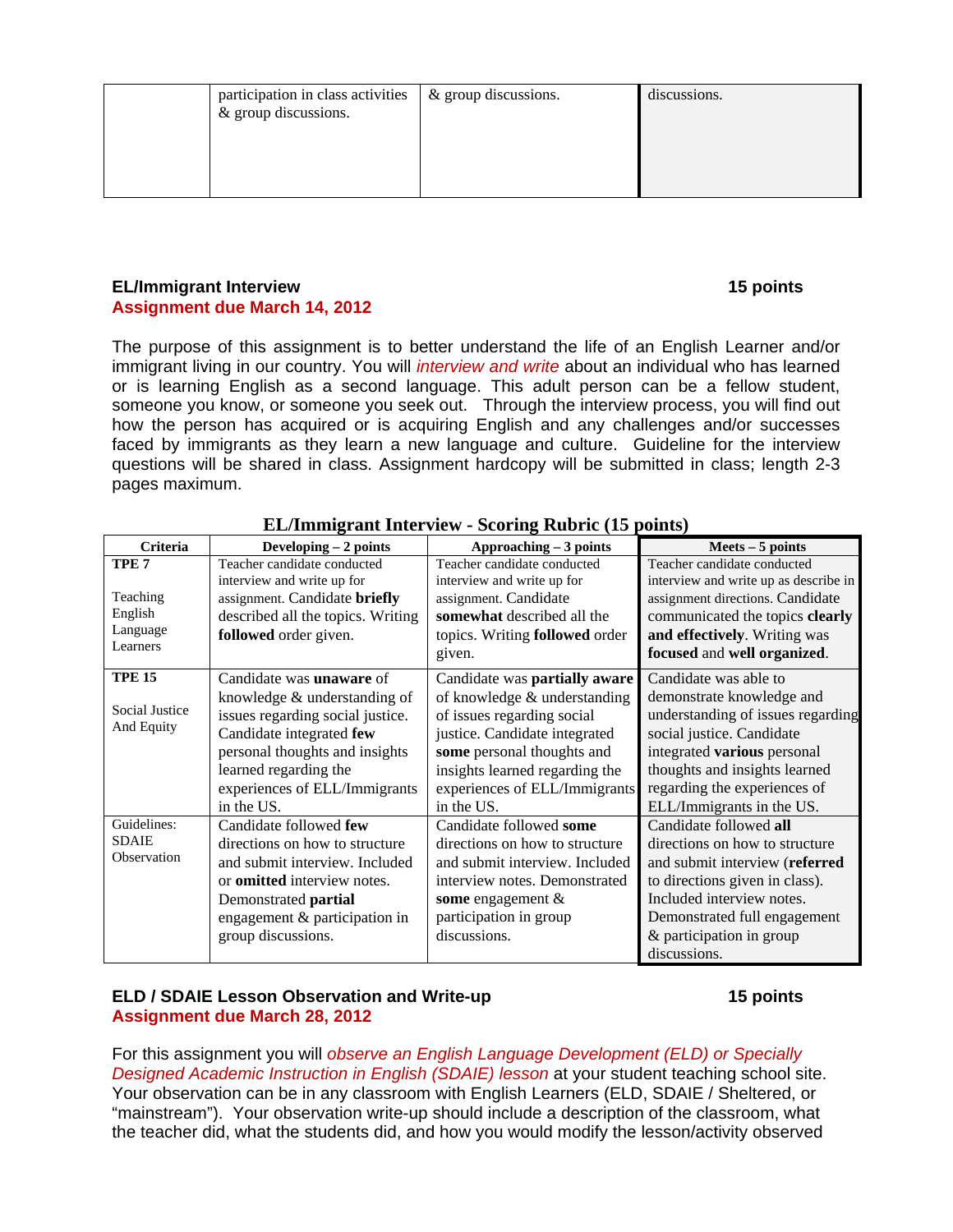| | participation in class activities & group discussions. | & group discussions. | discussions. |
|---|---|---|---|

**EL/Immigrant Interview** **15 points**
**Assignment due March 14, 2012**

The purpose of this assignment is to better understand the life of an English Learner and/or immigrant living in our country. You will *interview and write* about an individual who has learned or is learning English as a second language. This adult person can be a fellow student, someone you know, or someone you seek out. Through the interview process, you will find out how the person has acquired or is acquiring English and any challenges and/or successes faced by immigrants as they learn a new language and culture. Guideline for the interview questions will be shared in class. Assignment hardcopy will be submitted in class; length 2-3 pages maximum.

**EL/Immigrant Interview - Scoring Rubric (15 points)**

| Criteria | Developing – 2 points | Approaching – 3 points | Meets – 5 points |
|---|---|---|---|
| **TPE 7** Teaching English Language Learners | Teacher candidate conducted interview and write up for assignment. Candidate **briefly** described all the topics. Writing **followed** order given. | Teacher candidate conducted interview and write up for assignment. Candidate **somewhat** described all the topics. Writing **followed** order given. | Teacher candidate conducted interview and write up as describe in assignment directions. Candidate communicated the topics **clearly and effectively**. Writing was **focused** and **well organized**. |
| **TPE 15** Social Justice And Equity | Candidate was **unaware** of knowledge & understanding of issues regarding social justice. Candidate integrated **few** personal thoughts and insights learned regarding the experiences of ELL/Immigrants in the US. | Candidate was **partially aware** of knowledge & understanding of issues regarding social justice. Candidate integrated **some** personal thoughts and insights learned regarding the experiences of ELL/Immigrants in the US. | Candidate was able to demonstrate knowledge and understanding of issues regarding social justice. Candidate integrated **various** personal thoughts and insights learned regarding the experiences of ELL/Immigrants in the US. |
| Guidelines: SDAIE Observation | Candidate followed **few** directions on how to structure and submit interview. Included or **omitted** interview notes. Demonstrated **partial** engagement & participation in group discussions. | Candidate followed **some** directions on how to structure and submit interview. Included interview notes. Demonstrated **some** engagement & participation in group discussions. | Candidate followed **all** directions on how to structure and submit interview (**referred** to directions given in class). Included interview notes. Demonstrated full engagement & participation in group discussions. |

**ELD / SDAIE Lesson Observation and Write-up** **15 points**
**Assignment due March 28, 2012**

For this assignment you will *observe an English Language Development (ELD) or Specially Designed Academic Instruction in English (SDAIE) lesson* at your student teaching school site. Your observation can be in any classroom with English Learners (ELD, SDAIE / Sheltered, or "mainstream"). Your observation write-up should include a description of the classroom, what the teacher did, what the students did, and how you would modify the lesson/activity observed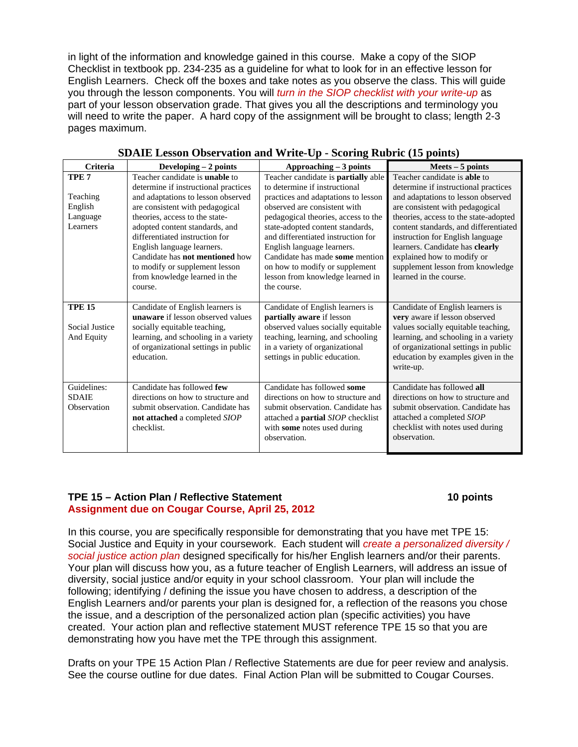in light of the information and knowledge gained in this course. Make a copy of the SIOP Checklist in textbook pp. 234-235 as a guideline for what to look for in an effective lesson for English Learners. Check off the boxes and take notes as you observe the class. This will guide you through the lesson components. You will *turn in the SIOP checklist with your write-up* as part of your lesson observation grade. That gives you all the descriptions and terminology you will need to write the paper. A hard copy of the assignment will be brought to class; length 2-3 pages maximum.

**SDAIE Lesson Observation and Write-Up - Scoring Rubric (15 points)**

| Criteria | Developing – 2 points | Approaching – 3 points | Meets – 5 points |
|---|---|---|---|
| **TPE 7**<br><br>Teaching English Language Learners | Teacher candidate is **unable** to determine if instructional practices and adaptations to lesson observed are consistent with pedagogical theories, access to the state-adopted content standards, and differentiated instruction for English language learners. Candidate has **not mentioned** how to modify or supplement lesson from knowledge learned in the course. | Teacher candidate is **partially** able to determine if instructional practices and adaptations to lesson observed are consistent with pedagogical theories, access to the state-adopted content standards, and differentiated instruction for English language learners. Candidate has made **some** mention on how to modify or supplement lesson from knowledge learned in the course. | Teacher candidate is **able** to determine if instructional practices and adaptations to lesson observed are consistent with pedagogical theories, access to the state-adopted content standards, and differentiated instruction for English language learners. Candidate has **clearly** explained how to modify or supplement lesson from knowledge learned in the course. |
| **TPE 15**<br><br>Social Justice And Equity | Candidate of English learners is **unaware** if lesson observed values socially equitable teaching, learning, and schooling in a variety of organizational settings in public education. | Candidate of English learners is **partially aware** if lesson observed values socially equitable teaching, learning, and schooling in a variety of organizational settings in public education. | Candidate of English learners is **very** aware if lesson observed values socially equitable teaching, learning, and schooling in a variety of organizational settings in public education by examples given in the write-up. |
| Guidelines: SDAIE Observation | Candidate has followed **few** directions on how to structure and submit observation. Candidate has **not attached** a completed *SIOP* checklist. | Candidate has followed **some** directions on how to structure and submit observation. Candidate has attached a **partial** *SIOP* checklist with **some** notes used during observation. | Candidate has followed **all** directions on how to structure and submit observation. Candidate has attached a completed *SIOP* checklist with notes used during observation. |

**TPE 15 – Action Plan / Reflective Statement** **10 points**
**Assignment due on Cougar Course, April 25, 2012**

In this course, you are specifically responsible for demonstrating that you have met TPE 15: Social Justice and Equity in your coursework. Each student will *create a personalized diversity / social justice action plan* designed specifically for his/her English learners and/or their parents. Your plan will discuss how you, as a future teacher of English Learners, will address an issue of diversity, social justice and/or equity in your school classroom. Your plan will include the following; identifying / defining the issue you have chosen to address, a description of the English Learners and/or parents your plan is designed for, a reflection of the reasons you chose the issue, and a description of the personalized action plan (specific activities) you have created. Your action plan and reflective statement MUST reference TPE 15 so that you are demonstrating how you have met the TPE through this assignment.

Drafts on your TPE 15 Action Plan / Reflective Statements are due for peer review and analysis. See the course outline for due dates. Final Action Plan will be submitted to Cougar Courses.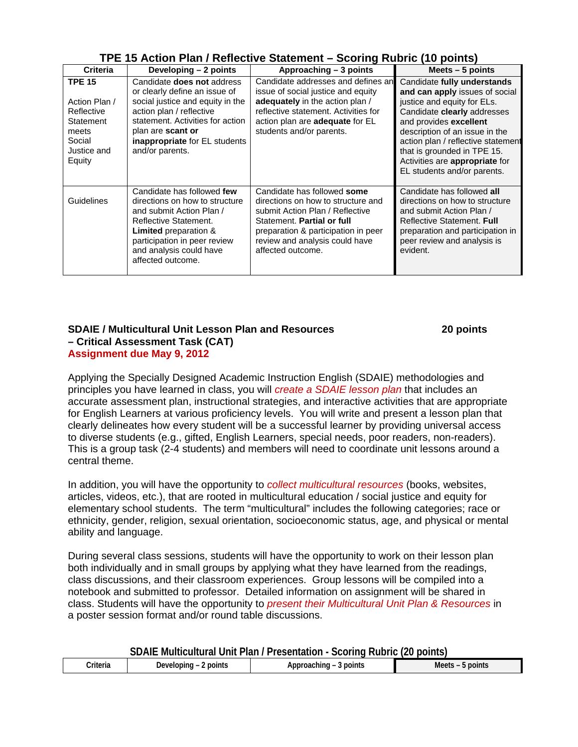### TPE 15 Action Plan / Reflective Statement – Scoring Rubric (10 points)

| Criteria | Developing – 2 points | Approaching – 3 points | Meets – 5 points |
|---|---|---|---|
| **TPE 15** Action Plan / Reflective Statement meets Social Justice and Equity | Candidate **does not** address or clearly define an issue of social justice and equity in the action plan / reflective statement. Activities for action plan are **scant or inappropriate** for EL students and/or parents. | Candidate addresses and defines an issue of social justice and equity **adequately** in the action plan / reflective statement. Activities for action plan are **adequate** for EL students and/or parents. | Candidate **fully understands and can apply** issues of social justice and equity for ELs. Candidate **clearly** addresses and provides **excellent** description of an issue in the action plan / reflective statement that is grounded in TPE 15. Activities are **appropriate** for EL students and/or parents. |
| Guidelines | Candidate has followed **few** directions on how to structure and submit Action Plan / Reflective Statement. **Limited** preparation & participation in peer review and analysis could have affected outcome. | Candidate has followed **some** directions on how to structure and submit Action Plan / Reflective Statement. **Partial or full** preparation & participation in peer review and analysis could have affected outcome. | Candidate has followed **all** directions on how to structure and submit Action Plan / Reflective Statement. **Full** preparation and participation in peer review and analysis is evident. |

## SDAIE / Multicultural Unit Lesson Plan and Resources – Critical Assessment Task (CAT) — 20 points

**Assignment due May 9, 2012**

Applying the Specially Designed Academic Instruction English (SDAIE) methodologies and principles you have learned in class, you will *create a SDAIE lesson plan* that includes an accurate assessment plan, instructional strategies, and interactive activities that are appropriate for English Learners at various proficiency levels. You will write and present a lesson plan that clearly delineates how every student will be a successful learner by providing universal access to diverse students (e.g., gifted, English Learners, special needs, poor readers, non-readers). This is a group task (2-4 students) and members will need to coordinate unit lessons around a central theme.

In addition, you will have the opportunity to *collect multicultural resources* (books, websites, articles, videos, etc.), that are rooted in multicultural education / social justice and equity for elementary school students. The term "multicultural" includes the following categories; race or ethnicity, gender, religion, sexual orientation, socioeconomic status, age, and physical or mental ability and language.

During several class sessions, students will have the opportunity to work on their lesson plan both individually and in small groups by applying what they have learned from the readings, class discussions, and their classroom experiences. Group lessons will be compiled into a notebook and submitted to professor. Detailed information on assignment will be shared in class. Students will have the opportunity to *present their Multicultural Unit Plan & Resources* in a poster session format and/or round table discussions.

### SDAIE Multicultural Unit Plan / Presentation - Scoring Rubric (20 points)

| Criteria | Developing – 2 points | Approaching – 3 points | Meets – 5 points |
|---|---|---|---|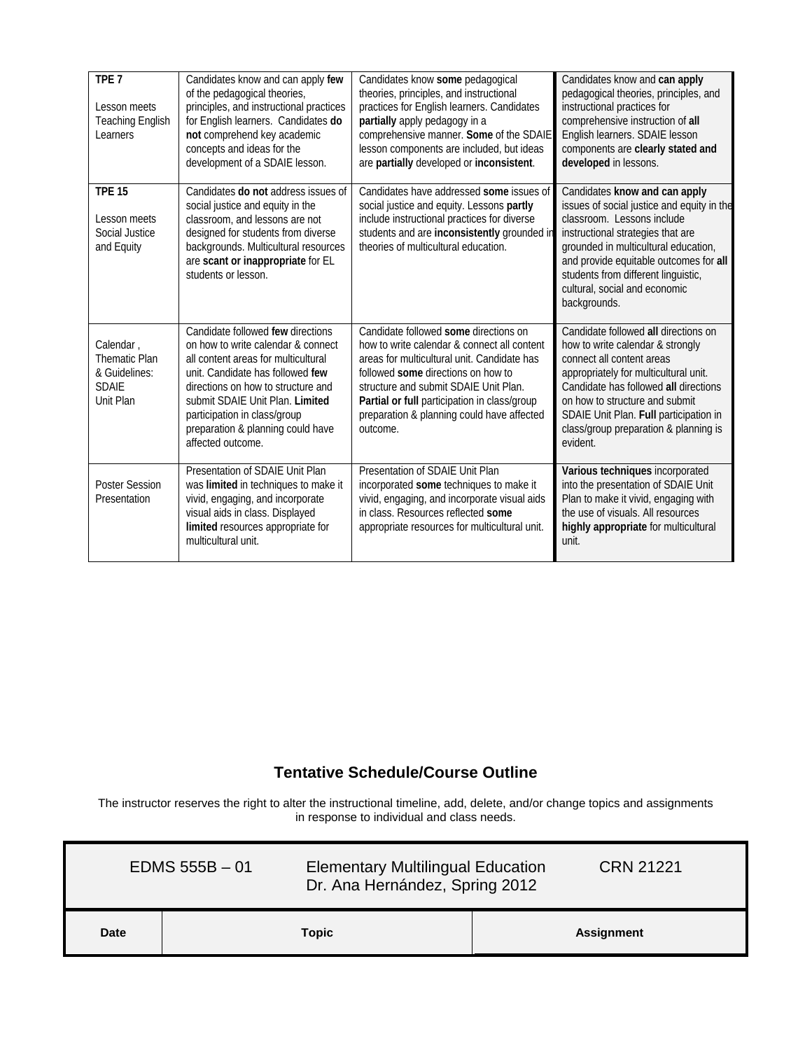| | | | |
|---|---|---|---|
| **TPE 7**<br><br>Lesson meets Teaching English Learners | Candidates know and can apply **few** of the pedagogical theories, principles, and instructional practices for English learners. Candidates **do not** comprehend key academic concepts and ideas for the development of a SDAIE lesson. | Candidates know **some** pedagogical theories, principles, and instructional practices for English learners. Candidates **partially** apply pedagogy in a comprehensive manner. **Some** of the SDAIE lesson components are included, but ideas are **partially** developed or **inconsistent**. | Candidates know and **can apply** pedagogical theories, principles, and instructional practices for comprehensive instruction of **all** English learners. SDAIE lesson components are **clearly stated and developed** in lessons. |
| **TPE 15**<br><br>Lesson meets Social Justice and Equity | Candidates **do not** address issues of social justice and equity in the classroom, and lessons are not designed for students from diverse backgrounds. Multicultural resources are **scant or inappropriate** for EL students or lesson. | Candidates have addressed **some** issues of social justice and equity. Lessons **partly** include instructional practices for diverse students and are **inconsistently** grounded in theories of multicultural education. | Candidates **know and can apply** issues of social justice and equity in the classroom. Lessons include instructional strategies that are grounded in multicultural education, and provide equitable outcomes for **all** students from different linguistic, cultural, social and economic backgrounds. |
| Calendar , Thematic Plan & Guidelines: SDAIE Unit Plan | Candidate followed **few** directions on how to write calendar & connect all content areas for multicultural unit. Candidate has followed **few** directions on how to structure and submit SDAIE Unit Plan. **Limited** participation in class/group preparation & planning could have affected outcome. | Candidate followed **some** directions on how to write calendar & connect all content areas for multicultural unit. Candidate has followed **some** directions on how to structure and submit SDAIE Unit Plan. **Partial or full** participation in class/group preparation & planning could have affected outcome. | Candidate followed **all** directions on how to write calendar & strongly connect all content areas appropriately for multicultural unit. Candidate has followed **all** directions on how to structure and submit SDAIE Unit Plan. **Full** participation in class/group preparation & planning is evident. |
| Poster Session Presentation | Presentation of SDAIE Unit Plan was **limited** in techniques to make it vivid, engaging, and incorporate visual aids in class. Displayed **limited** resources appropriate for multicultural unit. | Presentation of SDAIE Unit Plan incorporated **some** techniques to make it vivid, engaging, and incorporate visual aids in class. Resources reflected **some** appropriate resources for multicultural unit. | **Various techniques** incorporated into the presentation of SDAIE Unit Plan to make it vivid, engaging with the use of visuals. All resources **highly appropriate** for multicultural unit. |

## Tentative Schedule/Course Outline

The instructor reserves the right to alter the instructional timeline, add, delete, and/or change topics and assignments in response to individual and class needs.

| EDMS 555B – 01 | Elementary Multilingual Education<br>Dr. Ana Hernández, Spring 2012 | CRN 21221 |
|---|---|---|
| **Date** | **Topic** | **Assignment** |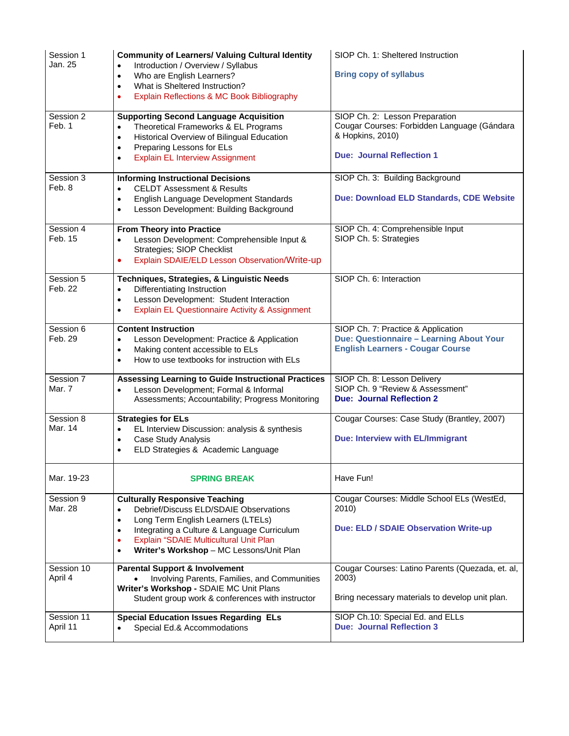| | | |
|---|---|---|
| Session 1<br>Jan. 25 | **Community of Learners/ Valuing Cultural Identity**<br>• Introduction / Overview / Syllabus<br>• Who are English Learners?<br>• What is Sheltered Instruction?<br>• Explain Reflections & MC Book Bibliography | SIOP Ch. 1: Sheltered Instruction<br><br>**Bring copy of syllabus** |
| Session 2<br>Feb. 1 | **Supporting Second Language Acquisition**<br>• Theoretical Frameworks & EL Programs<br>• Historical Overview of Bilingual Education<br>• Preparing Lessons for ELs<br>• Explain EL Interview Assignment | SIOP Ch. 2: Lesson Preparation<br>Cougar Courses: Forbidden Language (Gándara & Hopkins, 2010)<br><br>**Due: Journal Reflection 1** |
| Session 3<br>Feb. 8 | **Informing Instructional Decisions**<br>• CELDT Assessment & Results<br>• English Language Development Standards<br>• Lesson Development: Building Background | SIOP Ch. 3: Building Background<br><br>**Due: Download ELD Standards, CDE Website** |
| Session 4<br>Feb. 15 | **From Theory into Practice**<br>• Lesson Development: Comprehensible Input & Strategies; SIOP Checklist<br>• Explain SDAIE/ELD Lesson Observation/Write-up | SIOP Ch. 4: Comprehensible Input<br>SIOP Ch. 5: Strategies |
| Session 5<br>Feb. 22 | **Techniques, Strategies, & Linguistic Needs**<br>• Differentiating Instruction<br>• Lesson Development: Student Interaction<br>• Explain EL Questionnaire Activity & Assignment | SIOP Ch. 6: Interaction |
| Session 6<br>Feb. 29 | **Content Instruction**<br>• Lesson Development: Practice & Application<br>• Making content accessible to ELs<br>• How to use textbooks for instruction with ELs | SIOP Ch. 7: Practice & Application<br>**Due: Questionnaire – Learning About Your English Learners - Cougar Course** |
| Session 7<br>Mar. 7 | **Assessing Learning to Guide Instructional Practices**<br>• Lesson Development; Formal & Informal Assessments; Accountability; Progress Monitoring | SIOP Ch. 8: Lesson Delivery<br>SIOP Ch. 9 "Review & Assessment"<br>**Due: Journal Reflection 2** |
| Session 8<br>Mar. 14 | **Strategies for ELs**<br>• EL Interview Discussion: analysis & synthesis<br>• Case Study Analysis<br>• ELD Strategies & Academic Language | Cougar Courses: Case Study (Brantley, 2007)<br><br>**Due: Interview with EL/Immigrant** |
| Mar. 19-23 | **SPRING BREAK** | Have Fun! |
| Session 9<br>Mar. 28 | **Culturally Responsive Teaching**<br>• Debrief/Discuss ELD/SDAIE Observations<br>• Long Term English Learners (LTELs)<br>• Integrating a Culture & Language Curriculum<br>• Explain "SDAIE Multicultural Unit Plan<br>• **Writer's Workshop** – MC Lessons/Unit Plan | Cougar Courses: Middle School ELs (WestEd, 2010)<br><br>**Due: ELD / SDAIE Observation Write-up** |
| Session 10<br>April 4 | **Parental Support & Involvement**<br>• Involving Parents, Families, and Communities<br>**Writer's Workshop -** SDAIE MC Unit Plans<br>Student group work & conferences with instructor | Cougar Courses: Latino Parents (Quezada, et. al, 2003)<br><br>Bring necessary materials to develop unit plan. |
| Session 11<br>April 11 | **Special Education Issues Regarding ELs**<br>• Special Ed.& Accommodations | SIOP Ch.10: Special Ed. and ELLs<br>**Due: Journal Reflection 3** |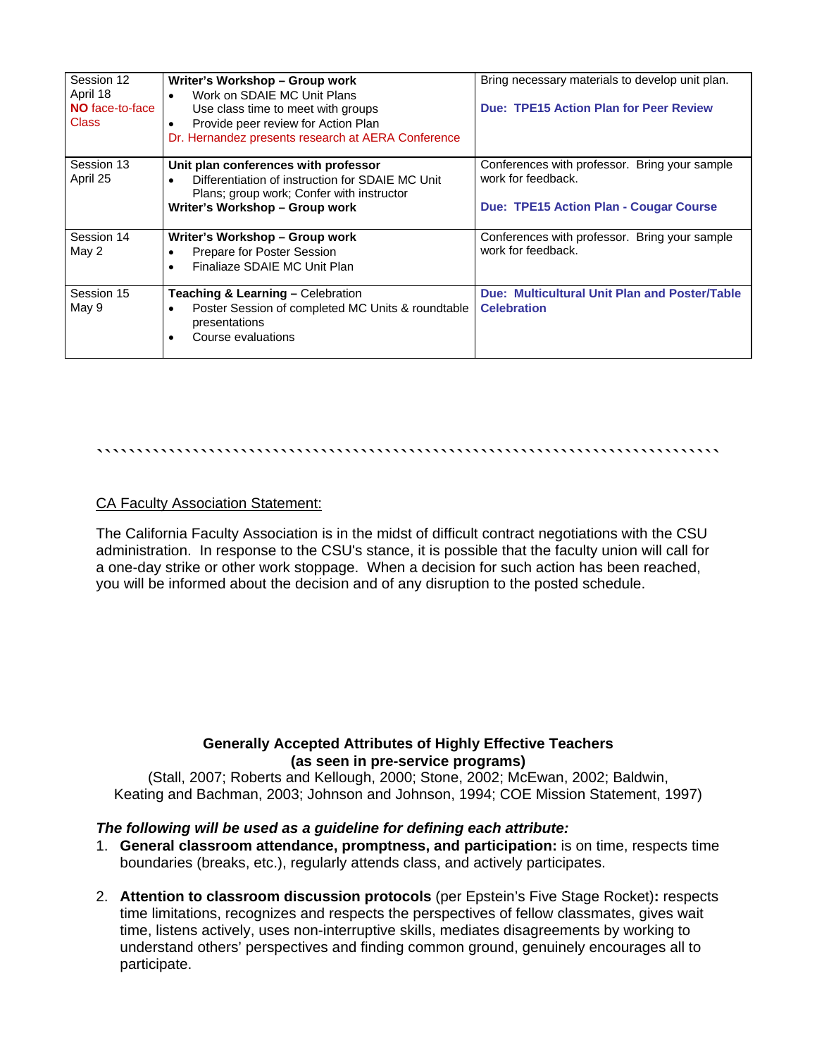| Session 12<br>April 18<br>**NO** face-to-face Class | **Writer's Workshop – Group work**<br>• Work on SDAIE MC Unit Plans<br>Use class time to meet with groups<br>• Provide peer review for Action Plan<br>Dr. Hernandez presents research at AERA Conference | Bring necessary materials to develop unit plan.<br><br>**Due: TPE15 Action Plan for Peer Review** |
|---|---|---|
| Session 13<br>April 25 | **Unit plan conferences with professor**<br>• Differentiation of instruction for SDAIE MC Unit Plans; group work; Confer with instructor<br>**Writer's Workshop – Group work** | Conferences with professor. Bring your sample work for feedback.<br><br>**Due: TPE15 Action Plan - Cougar Course** |
| Session 14<br>May 2 | **Writer's Workshop – Group work**<br>• Prepare for Poster Session<br>• Finaliaze SDAIE MC Unit Plan | Conferences with professor. Bring your sample work for feedback. |
| Session 15<br>May 9 | **Teaching & Learning –** Celebration<br>• Poster Session of completed MC Units & roundtable presentations<br>• Course evaluations | **Due: Multicultural Unit Plan and Poster/Table Celebration** |

``````````````````````````````````````````````````````````````````````````

CA Faculty Association Statement:

The California Faculty Association is in the midst of difficult contract negotiations with the CSU administration. In response to the CSU's stance, it is possible that the faculty union will call for a one-day strike or other work stoppage. When a decision for such action has been reached, you will be informed about the decision and of any disruption to the posted schedule.

**Generally Accepted Attributes of Highly Effective Teachers**
**(as seen in pre-service programs)**
(Stall, 2007; Roberts and Kellough, 2000; Stone, 2002; McEwan, 2002; Baldwin, Keating and Bachman, 2003; Johnson and Johnson, 1994; COE Mission Statement, 1997)

***The following will be used as a guideline for defining each attribute:***

1. **General classroom attendance, promptness, and participation:** is on time, respects time boundaries (breaks, etc.), regularly attends class, and actively participates.

2. **Attention to classroom discussion protocols** (per Epstein's Five Stage Rocket)**:** respects time limitations, recognizes and respects the perspectives of fellow classmates, gives wait time, listens actively, uses non-interruptive skills, mediates disagreements by working to understand others' perspectives and finding common ground, genuinely encourages all to participate.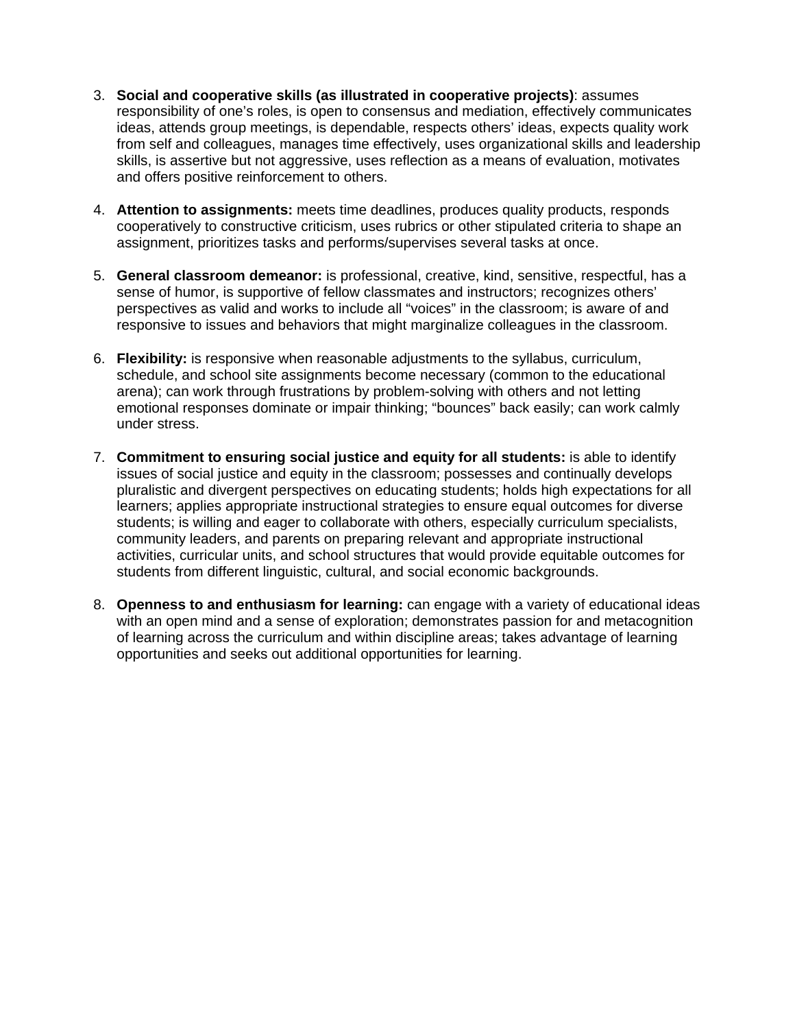3. **Social and cooperative skills (as illustrated in cooperative projects)**: assumes responsibility of one's roles, is open to consensus and mediation, effectively communicates ideas, attends group meetings, is dependable, respects others' ideas, expects quality work from self and colleagues, manages time effectively, uses organizational skills and leadership skills, is assertive but not aggressive, uses reflection as a means of evaluation, motivates and offers positive reinforcement to others.

4. **Attention to assignments:** meets time deadlines, produces quality products, responds cooperatively to constructive criticism, uses rubrics or other stipulated criteria to shape an assignment, prioritizes tasks and performs/supervises several tasks at once.

5. **General classroom demeanor:** is professional, creative, kind, sensitive, respectful, has a sense of humor, is supportive of fellow classmates and instructors; recognizes others' perspectives as valid and works to include all "voices" in the classroom; is aware of and responsive to issues and behaviors that might marginalize colleagues in the classroom.

6. **Flexibility:** is responsive when reasonable adjustments to the syllabus, curriculum, schedule, and school site assignments become necessary (common to the educational arena); can work through frustrations by problem-solving with others and not letting emotional responses dominate or impair thinking; "bounces" back easily; can work calmly under stress.

7. **Commitment to ensuring social justice and equity for all students:** is able to identify issues of social justice and equity in the classroom; possesses and continually develops pluralistic and divergent perspectives on educating students; holds high expectations for all learners; applies appropriate instructional strategies to ensure equal outcomes for diverse students; is willing and eager to collaborate with others, especially curriculum specialists, community leaders, and parents on preparing relevant and appropriate instructional activities, curricular units, and school structures that would provide equitable outcomes for students from different linguistic, cultural, and social economic backgrounds.

8. **Openness to and enthusiasm for learning:** can engage with a variety of educational ideas with an open mind and a sense of exploration; demonstrates passion for and metacognition of learning across the curriculum and within discipline areas; takes advantage of learning opportunities and seeks out additional opportunities for learning.